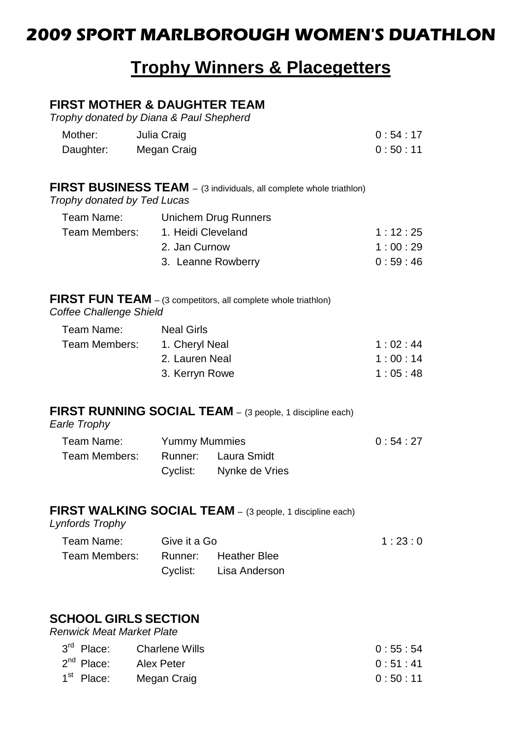# 2009 SPORT MARLBOROUGH WOMEN'S DUATHLON

## Trophy Winners & Placegetters

### FIRST MOTHER & DAUGHTER TEAM

*Trophy donated by Diana & Paul Shepherd*

| | | |
|---|---|---|
| Mother: | Julia Craig | 0 : 54 : 17 |
| Daughter: | Megan Craig | 0 : 50 : 11 |

### FIRST BUSINESS TEAM – (3 individuals, all complete whole triathlon)

*Trophy donated by Ted Lucas*

| | | |
|---|---|---|
| Team Name: | Unichem Drug Runners | |
| Team Members: | 1. Heidi Cleveland | 1 : 12 : 25 |
| | 2. Jan Curnow | 1 : 00 : 29 |
| | 3. Leanne Rowberry | 0 : 59 : 46 |

### FIRST FUN TEAM – (3 competitors, all complete whole triathlon)

*Coffee Challenge Shield*

| | | |
|---|---|---|
| Team Name: | Neal Girls | |
| Team Members: | 1. Cheryl Neal | 1 : 02 : 44 |
| | 2. Lauren Neal | 1 : 00 : 14 |
| | 3. Kerryn Rowe | 1 : 05 : 48 |

### FIRST RUNNING SOCIAL TEAM – (3 people, 1 discipline each)

*Earle Trophy*

| | | | |
|---|---|---|---|
| Team Name: | Yummy Mummies | | 0 : 54 : 27 |
| Team Members: | Runner: | Laura Smidt | |
| | Cyclist: | Nynke de Vries | |

### FIRST WALKING SOCIAL TEAM – (3 people, 1 discipline each)

*Lynfords Trophy*

| | | | |
|---|---|---|---|
| Team Name: | Give it a Go | | 1 : 23 : 0 |
| Team Members: | Runner: | Heather Blee | |
| | Cyclist: | Lisa Anderson | |

### SCHOOL GIRLS SECTION

*Renwick Meat Market Plate*

| | | |
|---|---|---|
| 3rd Place: | Charlene Wills | 0 : 55 : 54 |
| 2nd Place: | Alex Peter | 0 : 51 : 41 |
| 1st Place: | Megan Craig | 0 : 50 : 11 |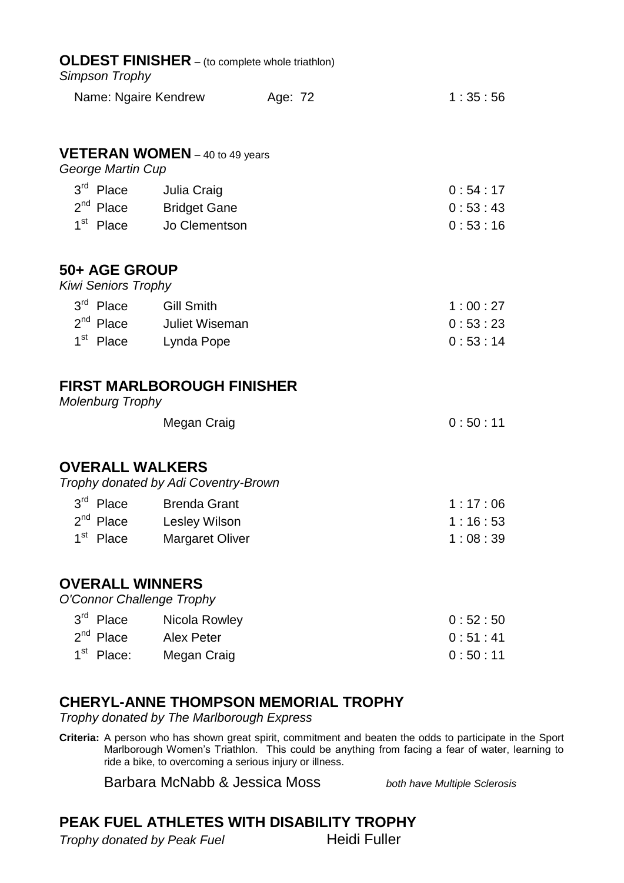## OLDEST FINISHER – (to complete whole triathlon)

*Simpson Trophy*

| | | |
|---|---|---|
| Name: Ngaire Kendrew | Age: 72 | 1 : 35 : 56 |

## VETERAN WOMEN – 40 to 49 years

*George Martin Cup*

| | | |
|---|---|---|
| 3rd Place | Julia Craig | 0 : 54 : 17 |
| 2nd Place | Bridget Gane | 0 : 53 : 43 |
| 1st Place | Jo Clementson | 0 : 53 : 16 |

## 50+ AGE GROUP

*Kiwi Seniors Trophy*

| | | |
|---|---|---|
| 3rd Place | Gill Smith | 1 : 00 : 27 |
| 2nd Place | Juliet Wiseman | 0 : 53 : 23 |
| 1st Place | Lynda Pope | 0 : 53 : 14 |

## FIRST MARLBOROUGH FINISHER

*Molenburg Trophy*

| | |
|---|---|
| Megan Craig | 0 : 50 : 11 |

## OVERALL WALKERS

*Trophy donated by Adi Coventry-Brown*

| | | |
|---|---|---|
| 3rd Place | Brenda Grant | 1 : 17 : 06 |
| 2nd Place | Lesley Wilson | 1 : 16 : 53 |
| 1st Place | Margaret Oliver | 1 : 08 : 39 |

## OVERALL WINNERS

*O'Connor Challenge Trophy*

| | | |
|---|---|---|
| 3rd Place | Nicola Rowley | 0 : 52 : 50 |
| 2nd Place | Alex Peter | 0 : 51 : 41 |
| 1st Place: | Megan Craig | 0 : 50 : 11 |

## CHERYL-ANNE THOMPSON MEMORIAL TROPHY

*Trophy donated by The Marlborough Express*

**Criteria:** A person who has shown great spirit, commitment and beaten the odds to participate in the Sport Marlborough Women's Triathlon. This could be anything from facing a fear of water, learning to ride a bike, to overcoming a serious injury or illness.

Barbara McNabb & Jessica Moss *both have Multiple Sclerosis*

## PEAK FUEL ATHLETES WITH DISABILITY TROPHY

*Trophy donated by Peak Fuel* Heidi Fuller